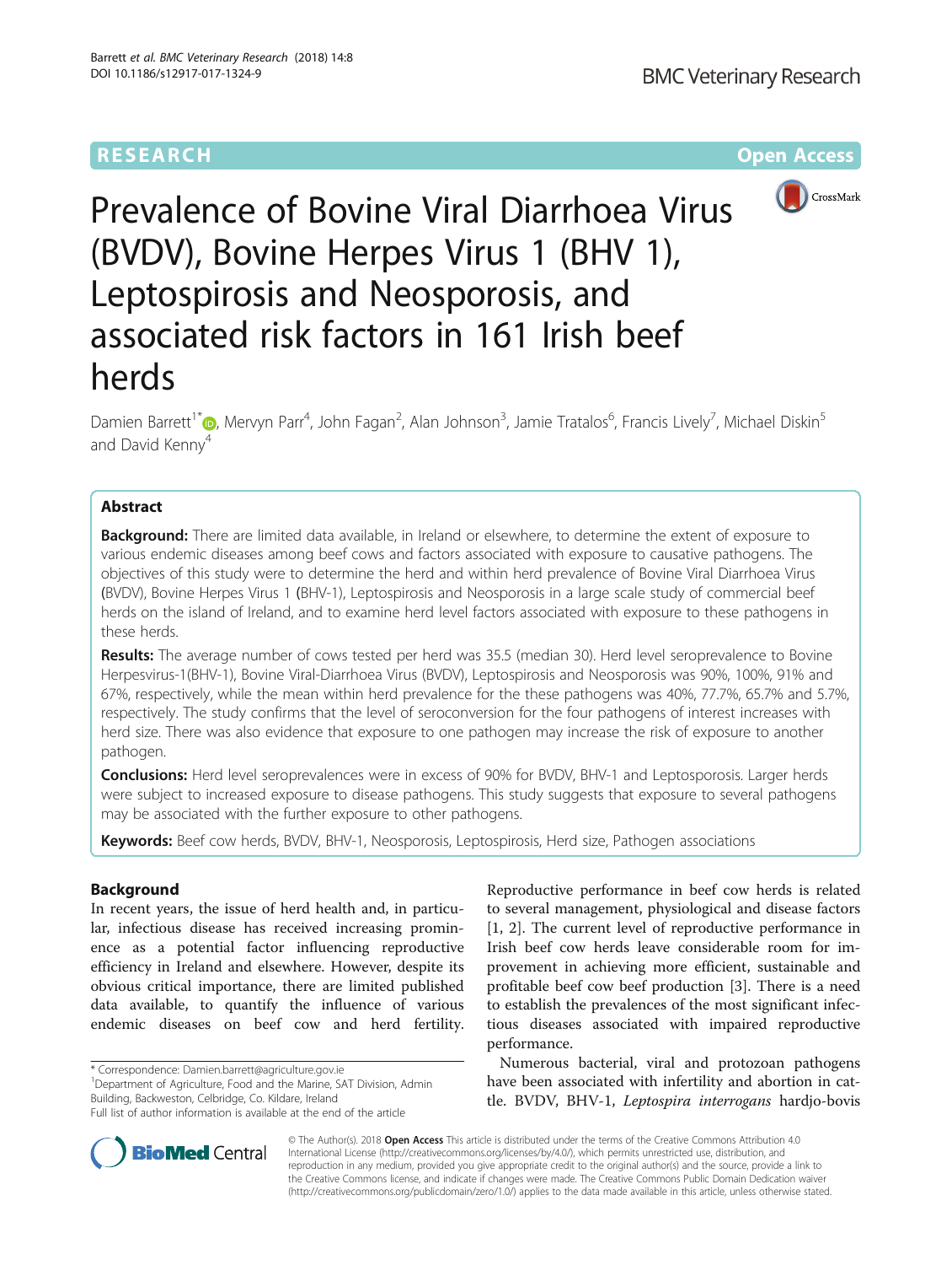# Prevalence of Bovine Viral Diarrhoea Virus (BVDV), Bovine Herpes Virus 1 (BHV 1), Leptospirosis and Neosporosis, and associated risk factors in 161 Irish beef herds

Damien Barrett[1*], Mervyn Parr[4], John Fagan[2], Alan Johnson[3], Jamie Tratalos[6], Francis Lively[7], Michael Diskin[5] and David Kenny[4]

## Abstract

**Background:** There are limited data available, in Ireland or elsewhere, to determine the extent of exposure to various endemic diseases among beef cows and factors associated with exposure to causative pathogens. The objectives of this study were to determine the herd and within herd prevalence of Bovine Viral Diarrhoea Virus (BVDV), Bovine Herpes Virus 1 (BHV-1), Leptospirosis and Neosporosis in a large scale study of commercial beef herds on the island of Ireland, and to examine herd level factors associated with exposure to these pathogens in these herds.

**Results:** The average number of cows tested per herd was 35.5 (median 30). Herd level seroprevalence to Bovine Herpesvirus-1(BHV-1), Bovine Viral-Diarrhoea Virus (BVDV), Leptospirosis and Neosporosis was 90%, 100%, 91% and 67%, respectively, while the mean within herd prevalence for the these pathogens was 40%, 77.7%, 65.7% and 5.7%, respectively. The study confirms that the level of seroconversion for the four pathogens of interest increases with herd size. There was also evidence that exposure to one pathogen may increase the risk of exposure to another pathogen.

**Conclusions:** Herd level seroprevalences were in excess of 90% for BVDV, BHV-1 and Leptosporosis. Larger herds were subject to increased exposure to disease pathogens. This study suggests that exposure to several pathogens may be associated with the further exposure to other pathogens.

**Keywords:** Beef cow herds, BVDV, BHV-1, Neosporosis, Leptospirosis, Herd size, Pathogen associations

## Background

In recent years, the issue of herd health and, in particular, infectious disease has received increasing prominence as a potential factor influencing reproductive efficiency in Ireland and elsewhere. However, despite its obvious critical importance, there are limited published data available, to quantify the influence of various endemic diseases on beef cow and herd fertility. Reproductive performance in beef cow herds is related to several management, physiological and disease factors [1, 2]. The current level of reproductive performance in Irish beef cow herds leave considerable room for improvement in achieving more efficient, sustainable and profitable beef cow beef production [3]. There is a need to establish the prevalences of the most significant infectious diseases associated with impaired reproductive performance.

Numerous bacterial, viral and protozoan pathogens have been associated with infertility and abortion in cattle. BVDV, BHV-1, *Leptospira interrogans* hardjo-bovis

\* Correspondence: Damien.barrett@agriculture.gov.ie
[1]Department of Agriculture, Food and the Marine, SAT Division, Admin Building, Backweston, Celbridge, Co. Kildare, Ireland
Full list of author information is available at the end of the article

© The Author(s). 2018 **Open Access** This article is distributed under the terms of the Creative Commons Attribution 4.0 International License (http://creativecommons.org/licenses/by/4.0/), which permits unrestricted use, distribution, and reproduction in any medium, provided you give appropriate credit to the original author(s) and the source, provide a link to the Creative Commons license, and indicate if changes were made. The Creative Commons Public Domain Dedication waiver (http://creativecommons.org/publicdomain/zero/1.0/) applies to the data made available in this article, unless otherwise stated.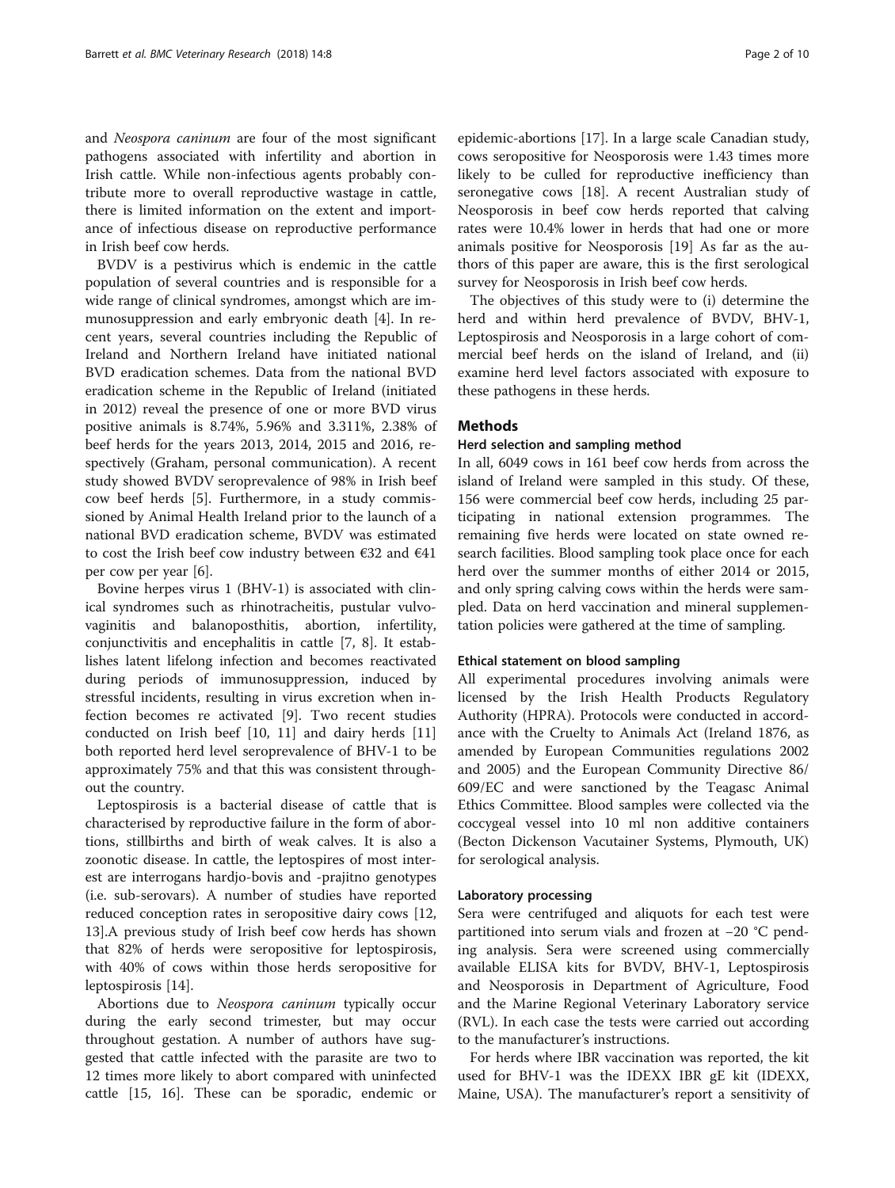and *Neospora caninum* are four of the most significant pathogens associated with infertility and abortion in Irish cattle. While non-infectious agents probably contribute more to overall reproductive wastage in cattle, there is limited information on the extent and importance of infectious disease on reproductive performance in Irish beef cow herds.

BVDV is a pestivirus which is endemic in the cattle population of several countries and is responsible for a wide range of clinical syndromes, amongst which are immunosuppression and early embryonic death [4]. In recent years, several countries including the Republic of Ireland and Northern Ireland have initiated national BVD eradication schemes. Data from the national BVD eradication scheme in the Republic of Ireland (initiated in 2012) reveal the presence of one or more BVD virus positive animals is 8.74%, 5.96% and 3.311%, 2.38% of beef herds for the years 2013, 2014, 2015 and 2016, respectively (Graham, personal communication). A recent study showed BVDV seroprevalence of 98% in Irish beef cow beef herds [5]. Furthermore, in a study commissioned by Animal Health Ireland prior to the launch of a national BVD eradication scheme, BVDV was estimated to cost the Irish beef cow industry between €32 and €41 per cow per year [6].

Bovine herpes virus 1 (BHV-1) is associated with clinical syndromes such as rhinotracheitis, pustular vulvovaginitis and balanoposthitis, abortion, infertility, conjunctivitis and encephalitis in cattle [7, 8]. It establishes latent lifelong infection and becomes reactivated during periods of immunosuppression, induced by stressful incidents, resulting in virus excretion when infection becomes re activated [9]. Two recent studies conducted on Irish beef [10, 11] and dairy herds [11] both reported herd level seroprevalence of BHV-1 to be approximately 75% and that this was consistent throughout the country.

Leptospirosis is a bacterial disease of cattle that is characterised by reproductive failure in the form of abortions, stillbirths and birth of weak calves. It is also a zoonotic disease. In cattle, the leptospires of most interest are interrogans hardjo-bovis and -prajitno genotypes (i.e. sub-serovars). A number of studies have reported reduced conception rates in seropositive dairy cows [12, 13].A previous study of Irish beef cow herds has shown that 82% of herds were seropositive for leptospirosis, with 40% of cows within those herds seropositive for leptospirosis [14].

Abortions due to *Neospora caninum* typically occur during the early second trimester, but may occur throughout gestation. A number of authors have suggested that cattle infected with the parasite are two to 12 times more likely to abort compared with uninfected cattle [15, 16]. These can be sporadic, endemic or epidemic-abortions [17]. In a large scale Canadian study, cows seropositive for Neosporosis were 1.43 times more likely to be culled for reproductive inefficiency than seronegative cows [18]. A recent Australian study of Neosporosis in beef cow herds reported that calving rates were 10.4% lower in herds that had one or more animals positive for Neosporosis [19] As far as the authors of this paper are aware, this is the first serological survey for Neosporosis in Irish beef cow herds.

The objectives of this study were to (i) determine the herd and within herd prevalence of BVDV, BHV-1, Leptospirosis and Neosporosis in a large cohort of commercial beef herds on the island of Ireland, and (ii) examine herd level factors associated with exposure to these pathogens in these herds.

## Methods

### Herd selection and sampling method

In all, 6049 cows in 161 beef cow herds from across the island of Ireland were sampled in this study. Of these, 156 were commercial beef cow herds, including 25 participating in national extension programmes. The remaining five herds were located on state owned research facilities. Blood sampling took place once for each herd over the summer months of either 2014 or 2015, and only spring calving cows within the herds were sampled. Data on herd vaccination and mineral supplementation policies were gathered at the time of sampling.

### Ethical statement on blood sampling

All experimental procedures involving animals were licensed by the Irish Health Products Regulatory Authority (HPRA). Protocols were conducted in accordance with the Cruelty to Animals Act (Ireland 1876, as amended by European Communities regulations 2002 and 2005) and the European Community Directive 86/609/EC and were sanctioned by the Teagasc Animal Ethics Committee. Blood samples were collected via the coccygeal vessel into 10 ml non additive containers (Becton Dickenson Vacutainer Systems, Plymouth, UK) for serological analysis.

### Laboratory processing

Sera were centrifuged and aliquots for each test were partitioned into serum vials and frozen at −20 °C pending analysis. Sera were screened using commercially available ELISA kits for BVDV, BHV-1, Leptospirosis and Neosporosis in Department of Agriculture, Food and the Marine Regional Veterinary Laboratory service (RVL). In each case the tests were carried out according to the manufacturer's instructions.

For herds where IBR vaccination was reported, the kit used for BHV-1 was the IDEXX IBR gE kit (IDEXX, Maine, USA). The manufacturer's report a sensitivity of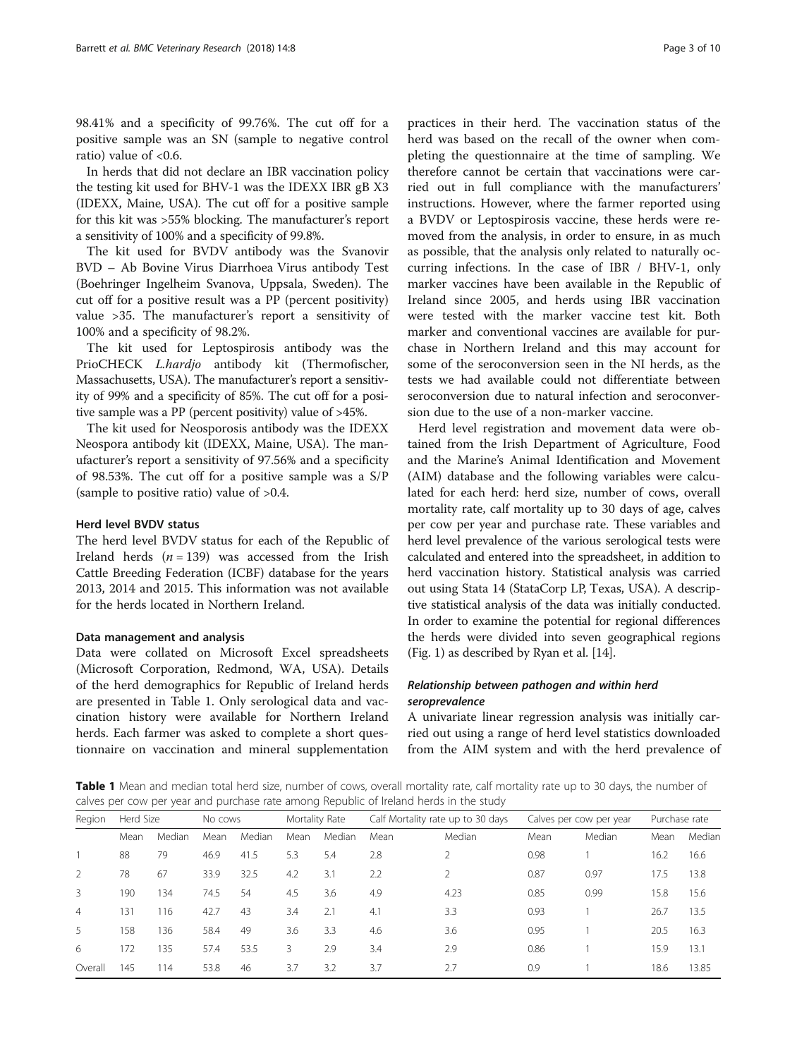98.41% and a specificity of 99.76%. The cut off for a positive sample was an SN (sample to negative control ratio) value of <0.6.

In herds that did not declare an IBR vaccination policy the testing kit used for BHV-1 was the IDEXX IBR gB X3 (IDEXX, Maine, USA). The cut off for a positive sample for this kit was >55% blocking. The manufacturer's report a sensitivity of 100% and a specificity of 99.8%.

The kit used for BVDV antibody was the Svanovir BVD – Ab Bovine Virus Diarrhoea Virus antibody Test (Boehringer Ingelheim Svanova, Uppsala, Sweden). The cut off for a positive result was a PP (percent positivity) value >35. The manufacturer's report a sensitivity of 100% and a specificity of 98.2%.

The kit used for Leptospirosis antibody was the PrioCHECK *L.hardjo* antibody kit (Thermofischer, Massachusetts, USA). The manufacturer's report a sensitivity of 99% and a specificity of 85%. The cut off for a positive sample was a PP (percent positivity) value of >45%.

The kit used for Neosporosis antibody was the IDEXX Neospora antibody kit (IDEXX, Maine, USA). The manufacturer's report a sensitivity of 97.56% and a specificity of 98.53%. The cut off for a positive sample was a S/P (sample to positive ratio) value of >0.4.

### Herd level BVDV status

The herd level BVDV status for each of the Republic of Ireland herds ($n = 139$) was accessed from the Irish Cattle Breeding Federation (ICBF) database for the years 2013, 2014 and 2015. This information was not available for the herds located in Northern Ireland.

### Data management and analysis

Data were collated on Microsoft Excel spreadsheets (Microsoft Corporation, Redmond, WA, USA). Details of the herd demographics for Republic of Ireland herds are presented in Table 1. Only serological data and vaccination history were available for Northern Ireland herds. Each farmer was asked to complete a short questionnaire on vaccination and mineral supplementation practices in their herd. The vaccination status of the herd was based on the recall of the owner when completing the questionnaire at the time of sampling. We therefore cannot be certain that vaccinations were carried out in full compliance with the manufacturers' instructions. However, where the farmer reported using a BVDV or Leptospirosis vaccine, these herds were removed from the analysis, in order to ensure, in as much as possible, that the analysis only related to naturally occurring infections. In the case of IBR / BHV-1, only marker vaccines have been available in the Republic of Ireland since 2005, and herds using IBR vaccination were tested with the marker vaccine test kit. Both marker and conventional vaccines are available for purchase in Northern Ireland and this may account for some of the seroconversion seen in the NI herds, as the tests we had available could not differentiate between seroconversion due to natural infection and seroconversion due to the use of a non-marker vaccine.

Herd level registration and movement data were obtained from the Irish Department of Agriculture, Food and the Marine's Animal Identification and Movement (AIM) database and the following variables were calculated for each herd: herd size, number of cows, overall mortality rate, calf mortality up to 30 days of age, calves per cow per year and purchase rate. These variables and herd level prevalence of the various serological tests were calculated and entered into the spreadsheet, in addition to herd vaccination history. Statistical analysis was carried out using Stata 14 (StataCorp LP, Texas, USA). A descriptive statistical analysis of the data was initially conducted. In order to examine the potential for regional differences the herds were divided into seven geographical regions (Fig. 1) as described by Ryan et al. [14].

#### Relationship between pathogen and within herd seroprevalence

A univariate linear regression analysis was initially carried out using a range of herd level statistics downloaded from the AIM system and with the herd prevalence of

**Table 1** Mean and median total herd size, number of cows, overall mortality rate, calf mortality rate up to 30 days, the number of calves per cow per year and purchase rate among Republic of Ireland herds in the study

| Region | Herd Size | | No cows | | Mortality Rate | | Calf Mortality rate up to 30 days | | Calves per cow per year | | Purchase rate | |
|---|---|---|---|---|---|---|---|---|---|---|---|---|
| | Mean | Median | Mean | Median | Mean | Median | Mean | Median | Mean | Median | Mean | Median |
| 1 | 88 | 79 | 46.9 | 41.5 | 5.3 | 5.4 | 2.8 | 2 | 0.98 | 1 | 16.2 | 16.6 |
| 2 | 78 | 67 | 33.9 | 32.5 | 4.2 | 3.1 | 2.2 | 2 | 0.87 | 0.97 | 17.5 | 13.8 |
| 3 | 190 | 134 | 74.5 | 54 | 4.5 | 3.6 | 4.9 | 4.23 | 0.85 | 0.99 | 15.8 | 15.6 |
| 4 | 131 | 116 | 42.7 | 43 | 3.4 | 2.1 | 4.1 | 3.3 | 0.93 | 1 | 26.7 | 13.5 |
| 5 | 158 | 136 | 58.4 | 49 | 3.6 | 3.3 | 4.6 | 3.6 | 0.95 | 1 | 20.5 | 16.3 |
| 6 | 172 | 135 | 57.4 | 53.5 | 3 | 2.9 | 3.4 | 2.9 | 0.86 | 1 | 15.9 | 13.1 |
| Overall | 145 | 114 | 53.8 | 46 | 3.7 | 3.2 | 3.7 | 2.7 | 0.9 | 1 | 18.6 | 13.85 |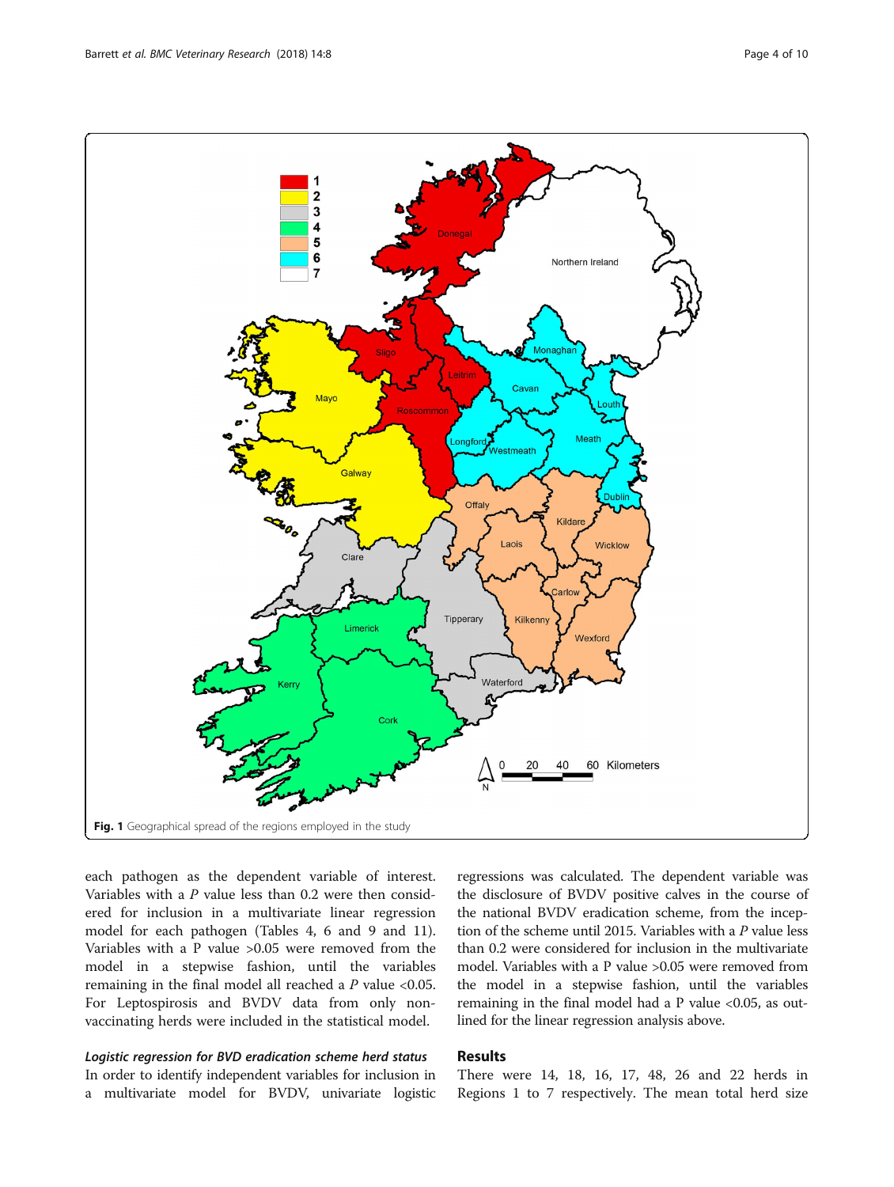Fig. 1 Geographical spread of the regions employed in the study

each pathogen as the dependent variable of interest. Variables with a *P* value less than 0.2 were then considered for inclusion in a multivariate linear regression model for each pathogen (Tables 4, 6 and 9 and 11). Variables with a P value >0.05 were removed from the model in a stepwise fashion, until the variables remaining in the final model all reached a *P* value <0.05. For Leptospirosis and BVDV data from only non-vaccinating herds were included in the statistical model.

### *Logistic regression for BVD eradication scheme herd status*

In order to identify independent variables for inclusion in a multivariate model for BVDV, univariate logistic regressions was calculated. The dependent variable was the disclosure of BVDV positive calves in the course of the national BVDV eradication scheme, from the inception of the scheme until 2015. Variables with a *P* value less than 0.2 were considered for inclusion in the multivariate model. Variables with a P value >0.05 were removed from the model in a stepwise fashion, until the variables remaining in the final model had a P value <0.05, as outlined for the linear regression analysis above.

## Results

There were 14, 18, 16, 17, 48, 26 and 22 herds in Regions 1 to 7 respectively. The mean total herd size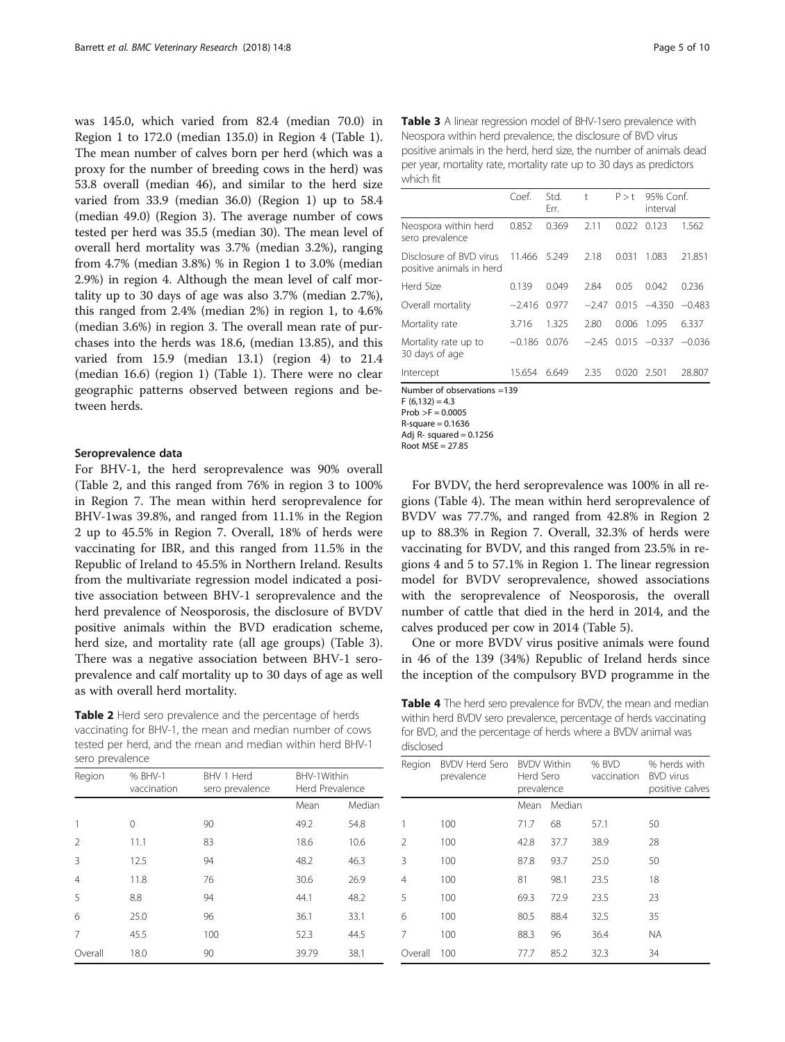was 145.0, which varied from 82.4 (median 70.0) in Region 1 to 172.0 (median 135.0) in Region 4 (Table 1). The mean number of calves born per herd (which was a proxy for the number of breeding cows in the herd) was 53.8 overall (median 46), and similar to the herd size varied from 33.9 (median 36.0) (Region 1) up to 58.4 (median 49.0) (Region 3). The average number of cows tested per herd was 35.5 (median 30). The mean level of overall herd mortality was 3.7% (median 3.2%), ranging from 4.7% (median 3.8%) % in Region 1 to 3.0% (median 2.9%) in region 4. Although the mean level of calf mortality up to 30 days of age was also 3.7% (median 2.7%), this ranged from 2.4% (median 2%) in region 1, to 4.6% (median 3.6%) in region 3. The overall mean rate of purchases into the herds was 18.6, (median 13.85), and this varied from 15.9 (median 13.1) (region 4) to 21.4 (median 16.6) (region 1) (Table 1). There were no clear geographic patterns observed between regions and between herds.

### Seroprevalence data

For BHV-1, the herd seroprevalence was 90% overall (Table 2, and this ranged from 76% in region 3 to 100% in Region 7. The mean within herd seroprevalence for BHV-1was 39.8%, and ranged from 11.1% in the Region 2 up to 45.5% in Region 7. Overall, 18% of herds were vaccinating for IBR, and this ranged from 11.5% in the Republic of Ireland to 45.5% in Northern Ireland. Results from the multivariate regression model indicated a positive association between BHV-1 seroprevalence and the herd prevalence of Neosporosis, the disclosure of BVDV positive animals within the BVD eradication scheme, herd size, and mortality rate (all age groups) (Table 3). There was a negative association between BHV-1 seroprevalence and calf mortality up to 30 days of age as well as with overall herd mortality.

**Table 2** Herd sero prevalence and the percentage of herds vaccinating for BHV-1, the mean and median number of cows tested per herd, and the mean and median within herd BHV-1 sero prevalence

| Region | % BHV-1 vaccination | BHV 1 Herd sero prevalence | BHV-1Within Herd Prevalence | |
|---|---|---|---|---|
| | | | Mean | Median |
| 1 | 0 | 90 | 49.2 | 54.8 |
| 2 | 11.1 | 83 | 18.6 | 10.6 |
| 3 | 12.5 | 94 | 48.2 | 46.3 |
| 4 | 11.8 | 76 | 30.6 | 26.9 |
| 5 | 8.8 | 94 | 44.1 | 48.2 |
| 6 | 25.0 | 96 | 36.1 | 33.1 |
| 7 | 45.5 | 100 | 52.3 | 44.5 |
| Overall | 18.0 | 90 | 39.79 | 38.1 |

**Table 3** A linear regression model of BHV-1sero prevalence with Neospora within herd prevalence, the disclosure of BVD virus positive animals in the herd, herd size, the number of animals dead per year, mortality rate, mortality rate up to 30 days as predictors which fit

| | Coef. | Std. Err. | t | P > t | 95% Conf. interval | |
|---|---|---|---|---|---|---|
| Neospora within herd sero prevalence | 0.852 | 0.369 | 2.11 | 0.022 | 0.123 | 1.562 |
| Disclosure of BVD virus positive animals in herd | 11.466 | 5.249 | 2.18 | 0.031 | 1.083 | 21.851 |
| Herd Size | 0.139 | 0.049 | 2.84 | 0.05 | 0.042 | 0.236 |
| Overall mortality | −2.416 | 0.977 | −2.47 | 0.015 | −4.350 | −0.483 |
| Mortality rate | 3.716 | 1.325 | 2.80 | 0.006 | 1.095 | 6.337 |
| Mortality rate up to 30 days of age | −0.186 | 0.076 | −2.45 | 0.015 | −0.337 | −0.036 |
| Intercept | 15.654 | 6.649 | 2.35 | 0.020 | 2.501 | 28.807 |

Number of observations =139
$F (6,132) = 4.3$
$Prob > F = 0.0005$
R-square = 0.1636
Adj R- squared = 0.1256
Root MSE = 27.85

For BVDV, the herd seroprevalence was 100% in all regions (Table 4). The mean within herd seroprevalence of BVDV was 77.7%, and ranged from 42.8% in Region 2 up to 88.3% in Region 7. Overall, 32.3% of herds were vaccinating for BVDV, and this ranged from 23.5% in regions 4 and 5 to 57.1% in Region 1. The linear regression model for BVDV seroprevalence, showed associations with the seroprevalence of Neosporosis, the overall number of cattle that died in the herd in 2014, and the calves produced per cow in 2014 (Table 5).

One or more BVDV virus positive animals were found in 46 of the 139 (34%) Republic of Ireland herds since the inception of the compulsory BVD programme in the

**Table 4** The herd sero prevalence for BVDV, the mean and median within herd BVDV sero prevalence, percentage of herds vaccinating for BVD, and the percentage of herds where a BVDV animal was disclosed

| Region | BVDV Herd Sero prevalence | BVDV Within Herd Sero prevalence | | % BVD vaccination | % herds with BVD virus positive calves |
|---|---|---|---|---|---|
| | | Mean | Median | | |
| 1 | 100 | 71.7 | 68 | 57.1 | 50 |
| 2 | 100 | 42.8 | 37.7 | 38.9 | 28 |
| 3 | 100 | 87.8 | 93.7 | 25.0 | 50 |
| 4 | 100 | 81 | 98.1 | 23.5 | 18 |
| 5 | 100 | 69.3 | 72.9 | 23.5 | 23 |
| 6 | 100 | 80.5 | 88.4 | 32.5 | 35 |
| 7 | 100 | 88.3 | 96 | 36.4 | NA |
| Overall | 100 | 77.7 | 85.2 | 32.3 | 34 |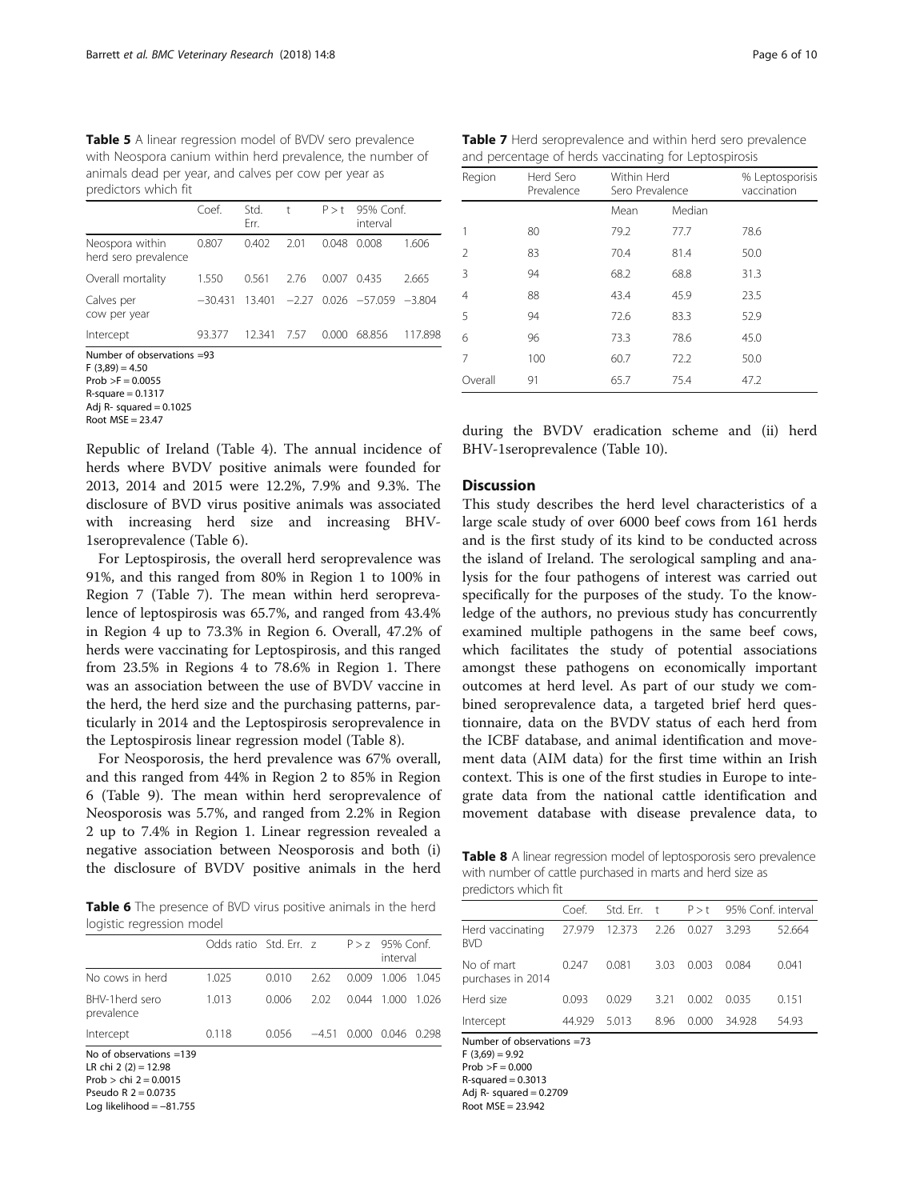**Table 5** A linear regression model of BVDV sero prevalence with Neospora canium within herd prevalence, the number of animals dead per year, and calves per cow per year as predictors which fit

| | Coef. | Std. Err. | t | P > t | 95% Conf. interval | |
|---|---|---|---|---|---|---|
| Neospora within herd sero prevalence | 0.807 | 0.402 | 2.01 | 0.048 | 0.008 | 1.606 |
| Overall mortality | 1.550 | 0.561 | 2.76 | 0.007 | 0.435 | 2.665 |
| Calves per cow per year | −30.431 | 13.401 | −2.27 | 0.026 | −57.059 | −3.804 |
| Intercept | 93.377 | 12.341 | 7.57 | 0.000 | 68.856 | 117.898 |

Number of observations =93
$F(3,89) = 4.50$
Prob >F = 0.0055
R-square = 0.1317
Adj R- squared = 0.1025
Root MSE = 23.47

Republic of Ireland (Table 4). The annual incidence of herds where BVDV positive animals were founded for 2013, 2014 and 2015 were 12.2%, 7.9% and 9.3%. The disclosure of BVD virus positive animals was associated with increasing herd size and increasing BHV-1seroprevalence (Table 6).

For Leptospirosis, the overall herd seroprevalence was 91%, and this ranged from 80% in Region 1 to 100% in Region 7 (Table 7). The mean within herd seroprevalence of leptospirosis was 65.7%, and ranged from 43.4% in Region 4 up to 73.3% in Region 6. Overall, 47.2% of herds were vaccinating for Leptospirosis, and this ranged from 23.5% in Regions 4 to 78.6% in Region 1. There was an association between the use of BVDV vaccine in the herd, the herd size and the purchasing patterns, particularly in 2014 and the Leptospirosis seroprevalence in the Leptospirosis linear regression model (Table 8).

For Neosporosis, the herd prevalence was 67% overall, and this ranged from 44% in Region 2 to 85% in Region 6 (Table 9). The mean within herd seroprevalence of Neosporosis was 5.7%, and ranged from 2.2% in Region 2 up to 7.4% in Region 1. Linear regression revealed a negative association between Neosporosis and both (i) the disclosure of BVDV positive animals in the herd during the BVDV eradication scheme and (ii) herd BHV-1seroprevalence (Table 10).

**Table 6** The presence of BVD virus positive animals in the herd logistic regression model

| | Odds ratio | Std. Err. | z | P > z | 95% Conf. interval | |
|---|---|---|---|---|---|---|
| No cows in herd | 1.025 | 0.010 | 2.62 | 0.009 | 1.006 | 1.045 |
| BHV-1herd sero prevalence | 1.013 | 0.006 | 2.02 | 0.044 | 1.000 | 1.026 |
| Intercept | 0.118 | 0.056 | −4.51 | 0.000 | 0.046 | 0.298 |

No of observations =139
LR chi 2 (2) = 12.98
Prob > chi 2 = 0.0015
Pseudo R 2 = 0.0735
Log likelihood = −81.755

**Table 7** Herd seroprevalence and within herd sero prevalence and percentage of herds vaccinating for Leptospirosis

| Region | Herd Sero Prevalence | Within Herd Sero Prevalence | | % Leptosporisis vaccination |
|---|---|---|---|---|
| | | Mean | Median | |
| 1 | 80 | 79.2 | 77.7 | 78.6 |
| 2 | 83 | 70.4 | 81.4 | 50.0 |
| 3 | 94 | 68.2 | 68.8 | 31.3 |
| 4 | 88 | 43.4 | 45.9 | 23.5 |
| 5 | 94 | 72.6 | 83.3 | 52.9 |
| 6 | 96 | 73.3 | 78.6 | 45.0 |
| 7 | 100 | 60.7 | 72.2 | 50.0 |
| Overall | 91 | 65.7 | 75.4 | 47.2 |

## Discussion

This study describes the herd level characteristics of a large scale study of over 6000 beef cows from 161 herds and is the first study of its kind to be conducted across the island of Ireland. The serological sampling and analysis for the four pathogens of interest was carried out specifically for the purposes of the study. To the knowledge of the authors, no previous study has concurrently examined multiple pathogens in the same beef cows, which facilitates the study of potential associations amongst these pathogens on economically important outcomes at herd level. As part of our study we combined seroprevalence data, a targeted brief herd questionnaire, data on the BVDV status of each herd from the ICBF database, and animal identification and movement data (AIM data) for the first time within an Irish context. This is one of the first studies in Europe to integrate data from the national cattle identification and movement database with disease prevalence data, to

**Table 8** A linear regression model of leptosporosis sero prevalence with number of cattle purchased in marts and herd size as predictors which fit

| | Coef. | Std. Err. | t | P > t | 95% Conf. interval | |
|---|---|---|---|---|---|---|
| Herd vaccinating BVD | 27.979 | 12.373 | 2.26 | 0.027 | 3.293 | 52.664 |
| No of mart purchases in 2014 | 0.247 | 0.081 | 3.03 | 0.003 | 0.084 | 0.041 |
| Herd size | 0.093 | 0.029 | 3.21 | 0.002 | 0.035 | 0.151 |
| Intercept | 44.929 | 5.013 | 8.96 | 0.000 | 34.928 | 54.93 |

Number of observations =73
$F(3,69) = 9.92$
Prob >F = 0.000
R-squared = 0.3013
Adj R- squared = 0.2709
Root MSE = 23.942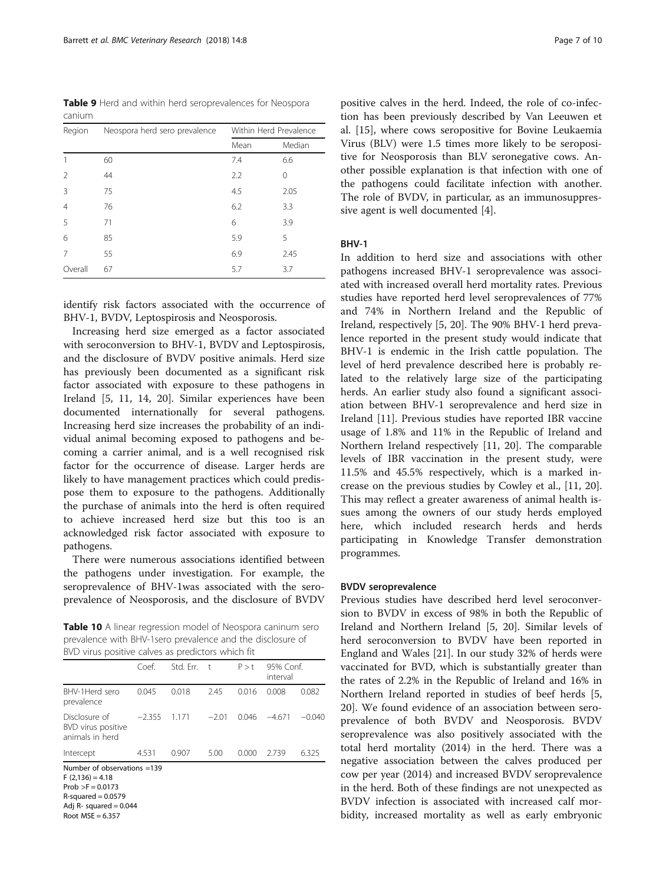**Table 9** Herd and within herd seroprevalences for Neospora canium

| Region | Neospora herd sero prevalence | Within Herd Prevalence | |
|---|---|---|---|
| | | Mean | Median |
| 1 | 60 | 7.4 | 6.6 |
| 2 | 44 | 2.2 | 0 |
| 3 | 75 | 4.5 | 2.05 |
| 4 | 76 | 6.2 | 3.3 |
| 5 | 71 | 6 | 3.9 |
| 6 | 85 | 5.9 | 5 |
| 7 | 55 | 6.9 | 2.45 |
| Overall | 67 | 5.7 | 3.7 |

identify risk factors associated with the occurrence of BHV-1, BVDV, Leptospirosis and Neosporosis.

Increasing herd size emerged as a factor associated with seroconversion to BHV-1, BVDV and Leptospirosis, and the disclosure of BVDV positive animals. Herd size has previously been documented as a significant risk factor associated with exposure to these pathogens in Ireland [5, 11, 14, 20]. Similar experiences have been documented internationally for several pathogens. Increasing herd size increases the probability of an individual animal becoming exposed to pathogens and becoming a carrier animal, and is a well recognised risk factor for the occurrence of disease. Larger herds are likely to have management practices which could predispose them to exposure to the pathogens. Additionally the purchase of animals into the herd is often required to achieve increased herd size but this too is an acknowledged risk factor associated with exposure to pathogens.

There were numerous associations identified between the pathogens under investigation. For example, the seroprevalence of BHV-1was associated with the seroprevalence of Neosporosis, and the disclosure of BVDV

**Table 10** A linear regression model of Neospora caninum sero prevalence with BHV-1sero prevalence and the disclosure of BVD virus positive calves as predictors which fit

| | Coef. | Std. Err. | t | P > t | 95% Conf. interval | |
|---|---|---|---|---|---|---|
| BHV-1Herd sero prevalence | 0.045 | 0.018 | 2.45 | 0.016 | 0.008 | 0.082 |
| Disclosure of BVD virus positive animals in herd | −2.355 | 1.171 | −2.01 | 0.046 | −4.671 | −0.040 |
| Intercept | 4.531 | 0.907 | 5.00 | 0.000 | 2.739 | 6.325 |

Number of observations =139
$F (2,136) = 4.18$
Prob $>F = 0.0173$
R-squared = 0.0579
Adj R- squared = 0.044
Root MSE = 6.357

positive calves in the herd. Indeed, the role of co-infection has been previously described by Van Leeuwen et al. [15], where cows seropositive for Bovine Leukaemia Virus (BLV) were 1.5 times more likely to be seropositive for Neosporosis than BLV seronegative cows. Another possible explanation is that infection with one of the pathogens could facilitate infection with another. The role of BVDV, in particular, as an immunosuppressive agent is well documented [4].

#### BHV-1

In addition to herd size and associations with other pathogens increased BHV-1 seroprevalence was associated with increased overall herd mortality rates. Previous studies have reported herd level seroprevalences of 77% and 74% in Northern Ireland and the Republic of Ireland, respectively [5, 20]. The 90% BHV-1 herd prevalence reported in the present study would indicate that BHV-1 is endemic in the Irish cattle population. The level of herd prevalence described here is probably related to the relatively large size of the participating herds. An earlier study also found a significant association between BHV-1 seroprevalence and herd size in Ireland [11]. Previous studies have reported IBR vaccine usage of 1.8% and 11% in the Republic of Ireland and Northern Ireland respectively [11, 20]. The comparable levels of IBR vaccination in the present study, were 11.5% and 45.5% respectively, which is a marked increase on the previous studies by Cowley et al., [11, 20]. This may reflect a greater awareness of animal health issues among the owners of our study herds employed here, which included research herds and herds participating in Knowledge Transfer demonstration programmes.

#### BVDV seroprevalence

Previous studies have described herd level seroconversion to BVDV in excess of 98% in both the Republic of Ireland and Northern Ireland [5, 20]. Similar levels of herd seroconversion to BVDV have been reported in England and Wales [21]. In our study 32% of herds were vaccinated for BVD, which is substantially greater than the rates of 2.2% in the Republic of Ireland and 16% in Northern Ireland reported in studies of beef herds [5, 20]. We found evidence of an association between seroprevalence of both BVDV and Neosporosis. BVDV seroprevalence was also positively associated with the total herd mortality (2014) in the herd. There was a negative association between the calves produced per cow per year (2014) and increased BVDV seroprevalence in the herd. Both of these findings are not unexpected as BVDV infection is associated with increased calf morbidity, increased mortality as well as early embryonic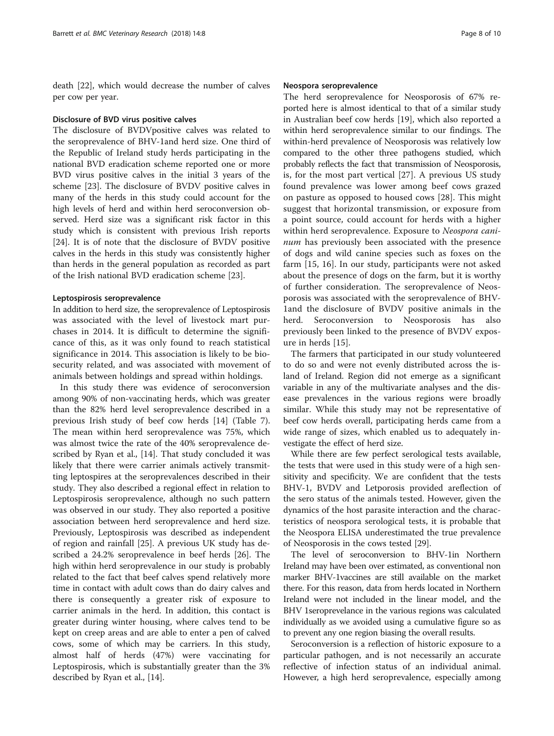death [22], which would decrease the number of calves per cow per year.

### Disclosure of BVD virus positive calves

The disclosure of BVDVpositive calves was related to the seroprevalence of BHV-1and herd size. One third of the Republic of Ireland study herds participating in the national BVD eradication scheme reported one or more BVD virus positive calves in the initial 3 years of the scheme [23]. The disclosure of BVDV positive calves in many of the herds in this study could account for the high levels of herd and within herd seroconversion observed. Herd size was a significant risk factor in this study which is consistent with previous Irish reports [24]. It is of note that the disclosure of BVDV positive calves in the herds in this study was consistently higher than herds in the general population as recorded as part of the Irish national BVD eradication scheme [23].

### Leptospirosis seroprevalence

In addition to herd size, the seroprevalence of Leptospirosis was associated with the level of livestock mart purchases in 2014. It is difficult to determine the significance of this, as it was only found to reach statistical significance in 2014. This association is likely to be biosecurity related, and was associated with movement of animals between holdings and spread within holdings.

In this study there was evidence of seroconversion among 90% of non-vaccinating herds, which was greater than the 82% herd level seroprevalence described in a previous Irish study of beef cow herds [14] (Table 7). The mean within herd seroprevalence was 75%, which was almost twice the rate of the 40% seroprevalence described by Ryan et al., [14]. That study concluded it was likely that there were carrier animals actively transmitting leptospires at the seroprevalences described in their study. They also described a regional effect in relation to Leptospirosis seroprevalence, although no such pattern was observed in our study. They also reported a positive association between herd seroprevalence and herd size. Previously, Leptospirosis was described as independent of region and rainfall [25]. A previous UK study has described a 24.2% seroprevalence in beef herds [26]. The high within herd seroprevalence in our study is probably related to the fact that beef calves spend relatively more time in contact with adult cows than do dairy calves and there is consequently a greater risk of exposure to carrier animals in the herd. In addition, this contact is greater during winter housing, where calves tend to be kept on creep areas and are able to enter a pen of calved cows, some of which may be carriers. In this study, almost half of herds (47%) were vaccinating for Leptospirosis, which is substantially greater than the 3% described by Ryan et al., [14].

### Neospora seroprevalence

The herd seroprevalence for Neosporosis of 67% reported here is almost identical to that of a similar study in Australian beef cow herds [19], which also reported a within herd seroprevalence similar to our findings. The within-herd prevalence of Neosporosis was relatively low compared to the other three pathogens studied, which probably reflects the fact that transmission of Neosporosis, is, for the most part vertical [27]. A previous US study found prevalence was lower among beef cows grazed on pasture as opposed to housed cows [28]. This might suggest that horizontal transmission, or exposure from a point source, could account for herds with a higher within herd seroprevalence. Exposure to *Neospora caninum* has previously been associated with the presence of dogs and wild canine species such as foxes on the farm [15, 16]. In our study, participants were not asked about the presence of dogs on the farm, but it is worthy of further consideration. The seroprevalence of Neosporosis was associated with the seroprevalence of BHV-1and the disclosure of BVDV positive animals in the herd. Seroconversion to Neosporosis has also previously been linked to the presence of BVDV exposure in herds [15].

The farmers that participated in our study volunteered to do so and were not evenly distributed across the island of Ireland. Region did not emerge as a significant variable in any of the multivariate analyses and the disease prevalences in the various regions were broadly similar. While this study may not be representative of beef cow herds overall, participating herds came from a wide range of sizes, which enabled us to adequately investigate the effect of herd size.

While there are few perfect serological tests available, the tests that were used in this study were of a high sensitivity and specificity. We are confident that the tests BHV-1, BVDV and Letporosis provided areflection of the sero status of the animals tested. However, given the dynamics of the host parasite interaction and the characteristics of neospora serological tests, it is probable that the Neospora ELISA underestimated the true prevalence of Neosporosis in the cows tested [29].

The level of seroconversion to BHV-1in Northern Ireland may have been over estimated, as conventional non marker BHV-1vaccines are still available on the market there. For this reason, data from herds located in Northern Ireland were not included in the linear model, and the BHV 1seroprevelance in the various regions was calculated individually as we avoided using a cumulative figure so as to prevent any one region biasing the overall results.

Seroconversion is a reflection of historic exposure to a particular pathogen, and is not necessarily an accurate reflective of infection status of an individual animal. However, a high herd seroprevalence, especially among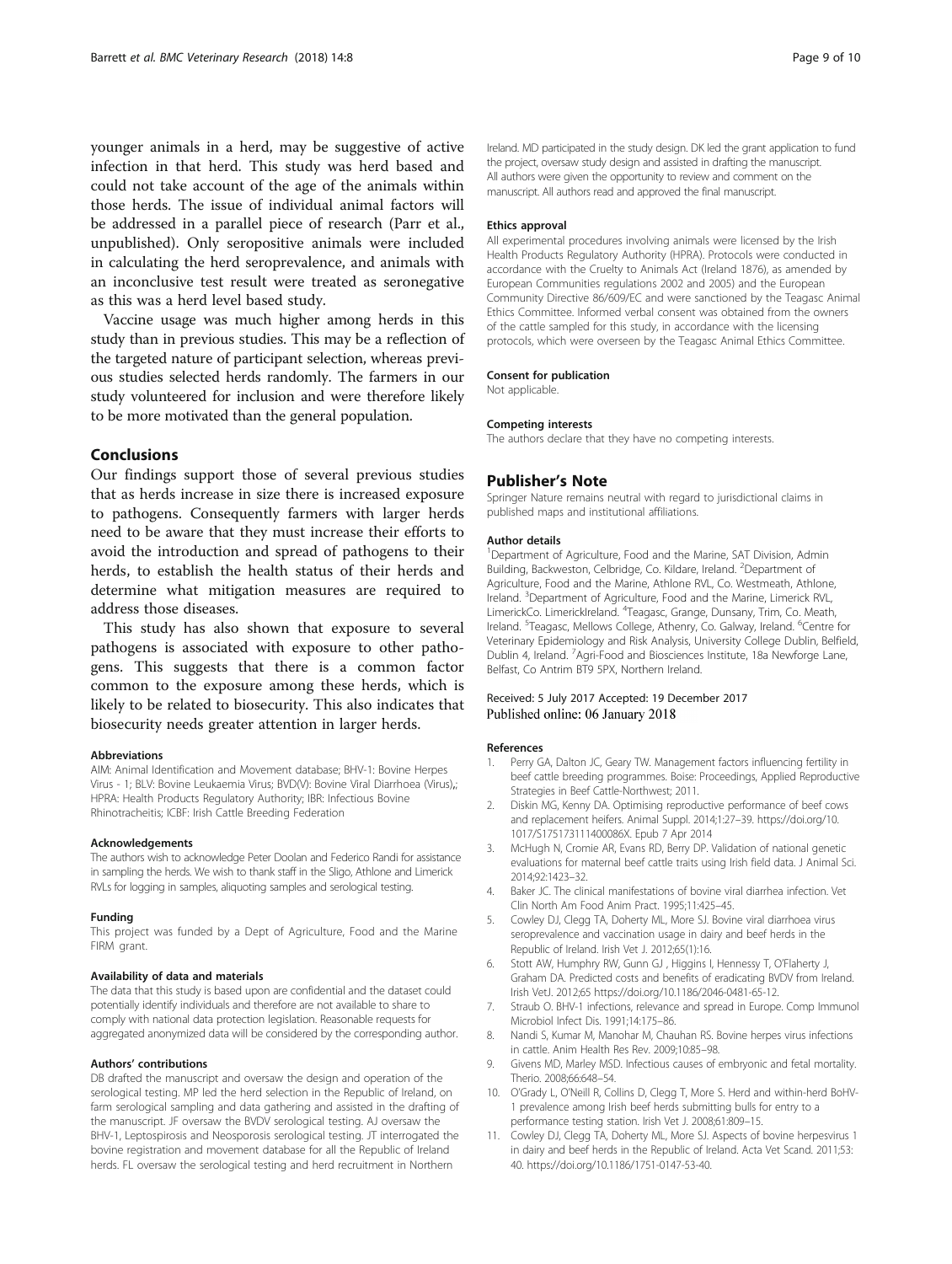younger animals in a herd, may be suggestive of active infection in that herd. This study was herd based and could not take account of the age of the animals within those herds. The issue of individual animal factors will be addressed in a parallel piece of research (Parr et al., unpublished). Only seropositive animals were included in calculating the herd seroprevalence, and animals with an inconclusive test result were treated as seronegative as this was a herd level based study.

Vaccine usage was much higher among herds in this study than in previous studies. This may be a reflection of the targeted nature of participant selection, whereas previous studies selected herds randomly. The farmers in our study volunteered for inclusion and were therefore likely to be more motivated than the general population.

## Conclusions

Our findings support those of several previous studies that as herds increase in size there is increased exposure to pathogens. Consequently farmers with larger herds need to be aware that they must increase their efforts to avoid the introduction and spread of pathogens to their herds, to establish the health status of their herds and determine what mitigation measures are required to address those diseases.

This study has also shown that exposure to several pathogens is associated with exposure to other pathogens. This suggests that there is a common factor common to the exposure among these herds, which is likely to be related to biosecurity. This also indicates that biosecurity needs greater attention in larger herds.

#### Abbreviations

AIM: Animal Identification and Movement database; BHV-1: Bovine Herpes Virus - 1; BLV: Bovine Leukaemia Virus; BVD(V): Bovine Viral Diarrhoea (Virus),; HPRA: Health Products Regulatory Authority; IBR: Infectious Bovine Rhinotracheitis; ICBF: Irish Cattle Breeding Federation

#### Acknowledgements

The authors wish to acknowledge Peter Doolan and Federico Randi for assistance in sampling the herds. We wish to thank staff in the Sligo, Athlone and Limerick RVLs for logging in samples, aliquoting samples and serological testing.

#### Funding

This project was funded by a Dept of Agriculture, Food and the Marine FIRM grant.

#### Availability of data and materials

The data that this study is based upon are confidential and the dataset could potentially identify individuals and therefore are not available to share to comply with national data protection legislation. Reasonable requests for aggregated anonymized data will be considered by the corresponding author.

#### Authors' contributions

DB drafted the manuscript and oversaw the design and operation of the serological testing. MP led the herd selection in the Republic of Ireland, on farm serological sampling and data gathering and assisted in the drafting of the manuscript. JF oversaw the BVDV serological testing. AJ oversaw the BHV-1, Leptospirosis and Neosporosis serological testing. JT interrogated the bovine registration and movement database for all the Republic of Ireland herds. FL oversaw the serological testing and herd recruitment in Northern Ireland. MD participated in the study design. DK led the grant application to fund the project, oversaw study design and assisted in drafting the manuscript. All authors were given the opportunity to review and comment on the manuscript. All authors read and approved the final manuscript.

#### Ethics approval

All experimental procedures involving animals were licensed by the Irish Health Products Regulatory Authority (HPRA). Protocols were conducted in accordance with the Cruelty to Animals Act (Ireland 1876), as amended by European Communities regulations 2002 and 2005) and the European Community Directive 86/609/EC and were sanctioned by the Teagasc Animal Ethics Committee. Informed verbal consent was obtained from the owners of the cattle sampled for this study, in accordance with the licensing protocols, which were overseen by the Teagasc Animal Ethics Committee.

#### Consent for publication

Not applicable.

#### Competing interests

The authors declare that they have no competing interests.

## Publisher's Note

Springer Nature remains neutral with regard to jurisdictional claims in published maps and institutional affiliations.

#### Author details

[1]Department of Agriculture, Food and the Marine, SAT Division, Admin Building, Backweston, Celbridge, Co. Kildare, Ireland. [2]Department of Agriculture, Food and the Marine, Athlone RVL, Co. Westmeath, Athlone, Ireland. [3]Department of Agriculture, Food and the Marine, Limerick RVL, LimerickCo. LimerickIreland. [4]Teagasc, Grange, Dunsany, Trim, Co. Meath, Ireland. [5]Teagasc, Mellows College, Athenry, Co. Galway, Ireland. [6]Centre for Veterinary Epidemiology and Risk Analysis, University College Dublin, Belfield, Dublin 4, Ireland. [7]Agri-Food and Biosciences Institute, 18a Newforge Lane, Belfast, Co Antrim BT9 5PX, Northern Ireland.

Received: 5 July 2017 Accepted: 19 December 2017
Published online: 06 January 2018

#### References

1. Perry GA, Dalton JC, Geary TW. Management factors influencing fertility in beef cattle breeding programmes. Boise: Proceedings, Applied Reproductive Strategies in Beef Cattle-Northwest; 2011.
2. Diskin MG, Kenny DA. Optimising reproductive performance of beef cows and replacement heifers. Animal Suppl. 2014;1:27–39. https://doi.org/10.1017/S175173111400086X. Epub 7 Apr 2014
3. McHugh N, Cromie AR, Evans RD, Berry DP. Validation of national genetic evaluations for maternal beef cattle traits using Irish field data. J Animal Sci. 2014;92:1423–32.
4. Baker JC. The clinical manifestations of bovine viral diarrhea infection. Vet Clin North Am Food Anim Pract. 1995;11:425–45.
5. Cowley DJ, Clegg TA, Doherty ML, More SJ. Bovine viral diarrhoea virus seroprevalence and vaccination usage in dairy and beef herds in the Republic of Ireland. Irish Vet J. 2012;65(1):16.
6. Stott AW, Humphry RW, Gunn GJ , Higgins I, Hennessy T, O'Flaherty J, Graham DA. Predicted costs and benefits of eradicating BVDV from Ireland. Irish VetJ. 2012;65 https://doi.org/10.1186/2046-0481-65-12.
7. Straub O. BHV-1 infections, relevance and spread in Europe. Comp Immunol Microbiol Infect Dis. 1991;14:175–86.
8. Nandi S, Kumar M, Manohar M, Chauhan RS. Bovine herpes virus infections in cattle. Anim Health Res Rev. 2009;10:85–98.
9. Givens MD, Marley MSD. Infectious causes of embryonic and fetal mortality. Therio. 2008;66:648–54.
10. O'Grady L, O'Neill R, Collins D, Clegg T, More S. Herd and within-herd BoHV-1 prevalence among Irish beef herds submitting bulls for entry to a performance testing station. Irish Vet J. 2008;61:809–15.
11. Cowley DJ, Clegg TA, Doherty ML, More SJ. Aspects of bovine herpesvirus 1 in dairy and beef herds in the Republic of Ireland. Acta Vet Scand. 2011;53:40. https://doi.org/10.1186/1751-0147-53-40.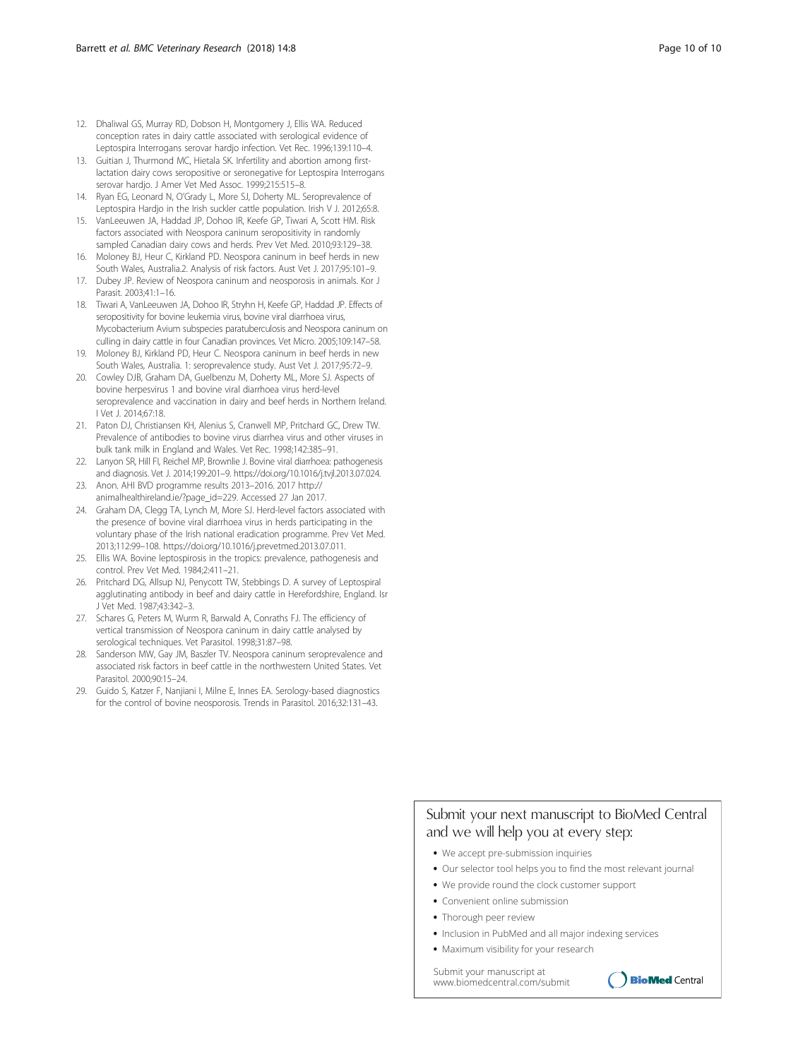12. Dhaliwal GS, Murray RD, Dobson H, Montgomery J, Ellis WA. Reduced conception rates in dairy cattle associated with serological evidence of Leptospira Interrogans serovar hardjo infection. Vet Rec. 1996;139:110–4.
13. Guitian J, Thurmond MC, Hietala SK. Infertility and abortion among first-lactation dairy cows seropositive or seronegative for Leptospira Interrogans serovar hardjo. J Amer Vet Med Assoc. 1999;215:515–8.
14. Ryan EG, Leonard N, O'Grady L, More SJ, Doherty ML. Seroprevalence of Leptospira Hardjo in the Irish suckler cattle population. Irish V J. 2012;65:8.
15. VanLeeuwen JA, Haddad JP, Dohoo IR, Keefe GP, Tiwari A, Scott HM. Risk factors associated with Neospora caninum seropositivity in randomly sampled Canadian dairy cows and herds. Prev Vet Med. 2010;93:129–38.
16. Moloney BJ, Heur C, Kirkland PD. Neospora caninum in beef herds in new South Wales, Australia.2. Analysis of risk factors. Aust Vet J. 2017;95:101–9.
17. Dubey JP. Review of Neospora caninum and neosporosis in animals. Kor J Parasit. 2003;41:1–16.
18. Tiwari A, VanLeeuwen JA, Dohoo IR, Stryhn H, Keefe GP, Haddad JP. Effects of seropositivity for bovine leukemia virus, bovine viral diarrhoea virus, Mycobacterium Avium subspecies paratuberculosis and Neospora caninum on culling in dairy cattle in four Canadian provinces. Vet Micro. 2005;109:147–58.
19. Moloney BJ, Kirkland PD, Heur C. Neospora caninum in beef herds in new South Wales, Australia. 1: seroprevalence study. Aust Vet J. 2017;95:72–9.
20. Cowley DJB, Graham DA, Guelbenzu M, Doherty ML, More SJ. Aspects of bovine herpesvirus 1 and bovine viral diarrhoea virus herd-level seroprevalence and vaccination in dairy and beef herds in Northern Ireland. I Vet J. 2014;67:18.
21. Paton DJ, Christiansen KH, Alenius S, Cranwell MP, Pritchard GC, Drew TW. Prevalence of antibodies to bovine virus diarrhea virus and other viruses in bulk tank milk in England and Wales. Vet Rec. 1998;142:385–91.
22. Lanyon SR, Hill FI, Reichel MP, Brownlie J. Bovine viral diarrhoea: pathogenesis and diagnosis. Vet J. 2014;199:201–9. https://doi.org/10.1016/j.tvjl.2013.07.024.
23. Anon. AHI BVD programme results 2013–2016. 2017 http://animalhealthireland.ie/?page_id=229. Accessed 27 Jan 2017.
24. Graham DA, Clegg TA, Lynch M, More SJ. Herd-level factors associated with the presence of bovine viral diarrhoea virus in herds participating in the voluntary phase of the Irish national eradication programme. Prev Vet Med. 2013;112:99–108. https://doi.org/10.1016/j.prevetmed.2013.07.011.
25. Ellis WA. Bovine leptospirosis in the tropics: prevalence, pathogenesis and control. Prev Vet Med. 1984;2:411–21.
26. Pritchard DG, Allsup NJ, Penycott TW, Stebbings D. A survey of Leptospiral agglutinating antibody in beef and dairy cattle in Herefordshire, England. Isr J Vet Med. 1987;43:342–3.
27. Schares G, Peters M, Wurm R, Barwald A, Conraths FJ. The efficiency of vertical transmission of Neospora caninum in dairy cattle analysed by serological techniques. Vet Parasitol. 1998;31:87–98.
28. Sanderson MW, Gay JM, Baszler TV. Neospora caninum seroprevalence and associated risk factors in beef cattle in the northwestern United States. Vet Parasitol. 2000;90:15–24.
29. Guido S, Katzer F, Nanjiani I, Milne E, Innes EA. Serology-based diagnostics for the control of bovine neosporosis. Trends in Parasitol. 2016;32:131–43.

Submit your next manuscript to BioMed Central and we will help you at every step:

- We accept pre-submission inquiries
- Our selector tool helps you to find the most relevant journal
- We provide round the clock customer support
- Convenient online submission
- Thorough peer review
- Inclusion in PubMed and all major indexing services
- Maximum visibility for your research

Submit your manuscript at
www.biomedcentral.com/submit

BioMed Central